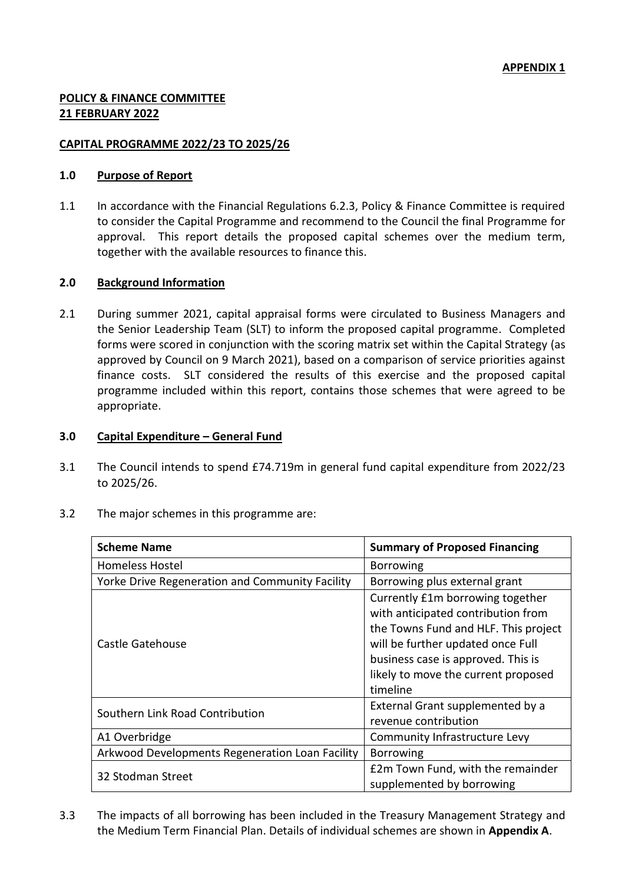**APPENDIX 1**

**POLICY & FINANCE COMMITTEE**
**21 FEBRUARY 2022**

**CAPITAL PROGRAMME 2022/23 TO 2025/26**

## 1.0 Purpose of Report

1.1 In accordance with the Financial Regulations 6.2.3, Policy & Finance Committee is required to consider the Capital Programme and recommend to the Council the final Programme for approval. This report details the proposed capital schemes over the medium term, together with the available resources to finance this.

## 2.0 Background Information

2.1 During summer 2021, capital appraisal forms were circulated to Business Managers and the Senior Leadership Team (SLT) to inform the proposed capital programme. Completed forms were scored in conjunction with the scoring matrix set within the Capital Strategy (as approved by Council on 9 March 2021), based on a comparison of service priorities against finance costs. SLT considered the results of this exercise and the proposed capital programme included within this report, contains those schemes that were agreed to be appropriate.

## 3.0 Capital Expenditure – General Fund

3.1 The Council intends to spend £74.719m in general fund capital expenditure from 2022/23 to 2025/26.

3.2 The major schemes in this programme are:

| Scheme Name | Summary of Proposed Financing |
|---|---|
| Homeless Hostel | Borrowing |
| Yorke Drive Regeneration and Community Facility | Borrowing plus external grant |
| Castle Gatehouse | Currently £1m borrowing together with anticipated contribution from the Towns Fund and HLF. This project will be further updated once Full business case is approved. This is likely to move the current proposed timeline |
| Southern Link Road Contribution | External Grant supplemented by a revenue contribution |
| A1 Overbridge | Community Infrastructure Levy |
| Arkwood Developments Regeneration Loan Facility | Borrowing |
| 32 Stodman Street | £2m Town Fund, with the remainder supplemented by borrowing |

3.3 The impacts of all borrowing has been included in the Treasury Management Strategy and the Medium Term Financial Plan. Details of individual schemes are shown in **Appendix A**.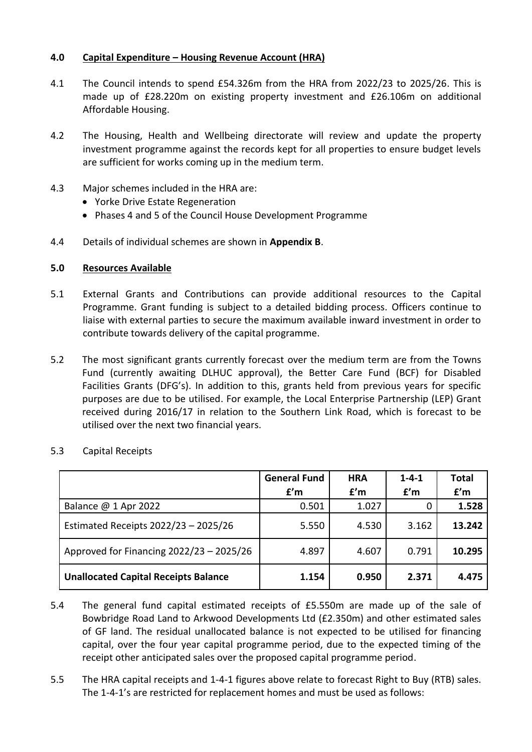## 4.0 Capital Expenditure – Housing Revenue Account (HRA)

4.1 The Council intends to spend £54.326m from the HRA from 2022/23 to 2025/26. This is made up of £28.220m on existing property investment and £26.106m on additional Affordable Housing.

4.2 The Housing, Health and Wellbeing directorate will review and update the property investment programme against the records kept for all properties to ensure budget levels are sufficient for works coming up in the medium term.

4.3 Major schemes included in the HRA are:

- Yorke Drive Estate Regeneration
- Phases 4 and 5 of the Council House Development Programme

4.4 Details of individual schemes are shown in **Appendix B**.

## 5.0 Resources Available

5.1 External Grants and Contributions can provide additional resources to the Capital Programme. Grant funding is subject to a detailed bidding process. Officers continue to liaise with external parties to secure the maximum available inward investment in order to contribute towards delivery of the capital programme.

5.2 The most significant grants currently forecast over the medium term are from the Towns Fund (currently awaiting DLHUC approval), the Better Care Fund (BCF) for Disabled Facilities Grants (DFG's). In addition to this, grants held from previous years for specific purposes are due to be utilised. For example, the Local Enterprise Partnership (LEP) Grant received during 2016/17 in relation to the Southern Link Road, which is forecast to be utilised over the next two financial years.

5.3 Capital Receipts

| | General Fund £'m | HRA £'m | 1-4-1 £'m | Total £'m |
|---|---|---|---|---|
| Balance @ 1 Apr 2022 | 0.501 | 1.027 | 0 | **1.528** |
| Estimated Receipts 2022/23 – 2025/26 | 5.550 | 4.530 | 3.162 | **13.242** |
| Approved for Financing 2022/23 – 2025/26 | 4.897 | 4.607 | 0.791 | **10.295** |
| **Unallocated Capital Receipts Balance** | **1.154** | **0.950** | **2.371** | **4.475** |

5.4 The general fund capital estimated receipts of £5.550m are made up of the sale of Bowbridge Road Land to Arkwood Developments Ltd (£2.350m) and other estimated sales of GF land. The residual unallocated balance is not expected to be utilised for financing capital, over the four year capital programme period, due to the expected timing of the receipt other anticipated sales over the proposed capital programme period.

5.5 The HRA capital receipts and 1-4-1 figures above relate to forecast Right to Buy (RTB) sales. The 1-4-1's are restricted for replacement homes and must be used as follows: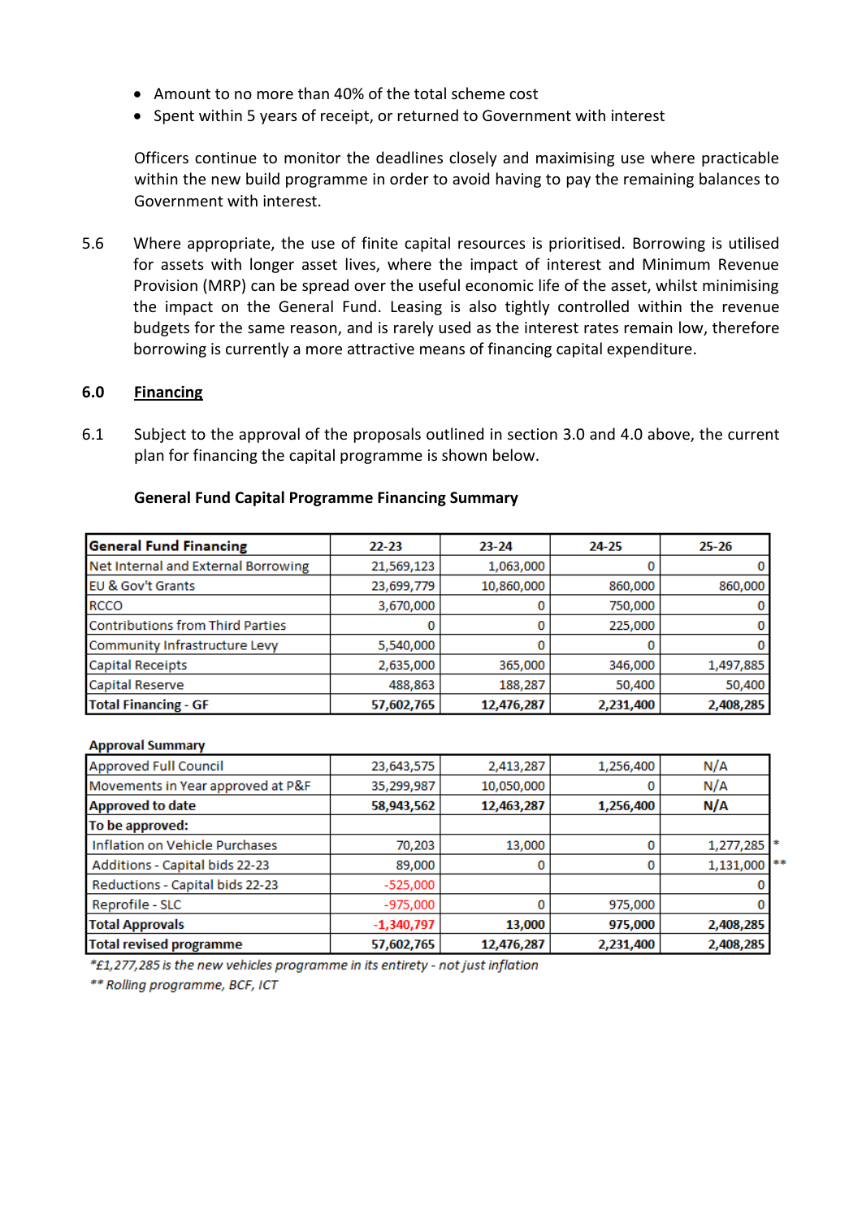- Amount to no more than 40% of the total scheme cost
- Spent within 5 years of receipt, or returned to Government with interest

Officers continue to monitor the deadlines closely and maximising use where practicable within the new build programme in order to avoid having to pay the remaining balances to Government with interest.

5.6 Where appropriate, the use of finite capital resources is prioritised. Borrowing is utilised for assets with longer asset lives, where the impact of interest and Minimum Revenue Provision (MRP) can be spread over the useful economic life of the asset, whilst minimising the impact on the General Fund. Leasing is also tightly controlled within the revenue budgets for the same reason, and is rarely used as the interest rates remain low, therefore borrowing is currently a more attractive means of financing capital expenditure.

## 6.0 Financing

6.1 Subject to the approval of the proposals outlined in section 3.0 and 4.0 above, the current plan for financing the capital programme is shown below.

**General Fund Capital Programme Financing Summary**

| **General Fund Financing** | **22-23** | **23-24** | **24-25** | **25-26** |
|---|---|---|---|---|
| Net Internal and External Borrowing | 21,569,123 | 1,063,000 | 0 | 0 |
| EU & Gov't Grants | 23,699,779 | 10,860,000 | 860,000 | 860,000 |
| RCCO | 3,670,000 | 0 | 750,000 | 0 |
| Contributions from Third Parties | 0 | 0 | 225,000 | 0 |
| Community Infrastructure Levy | 5,540,000 | 0 | 0 | 0 |
| Capital Receipts | 2,635,000 | 365,000 | 346,000 | 1,497,885 |
| Capital Reserve | 488,863 | 188,287 | 50,400 | 50,400 |
| **Total Financing - GF** | **57,602,765** | **12,476,287** | **2,231,400** | **2,408,285** |

**Approval Summary**

| | | | | |
|---|---|---|---|---|
| Approved Full Council | 23,643,575 | 2,413,287 | 1,256,400 | N/A |
| Movements in Year approved at P&F | 35,299,987 | 10,050,000 | 0 | N/A |
| **Approved to date** | **58,943,562** | **12,463,287** | **1,256,400** | **N/A** |
| **To be approved:** | | | | |
| Inflation on Vehicle Purchases | 70,203 | 13,000 | 0 | 1,277,285 * |
| Additions - Capital bids 22-23 | 89,000 | 0 | 0 | 1,131,000 ** |
| Reductions - Capital bids 22-23 | -525,000 | | | 0 |
| Reprofile - SLC | -975,000 | 0 | 975,000 | 0 |
| **Total Approvals** | **-1,340,797** | **13,000** | **975,000** | **2,408,285** |
| **Total revised programme** | **57,602,765** | **12,476,287** | **2,231,400** | **2,408,285** |

*\*£1,277,285 is the new vehicles programme in its entirety - not just inflation*

*\*\* Rolling programme, BCF, ICT*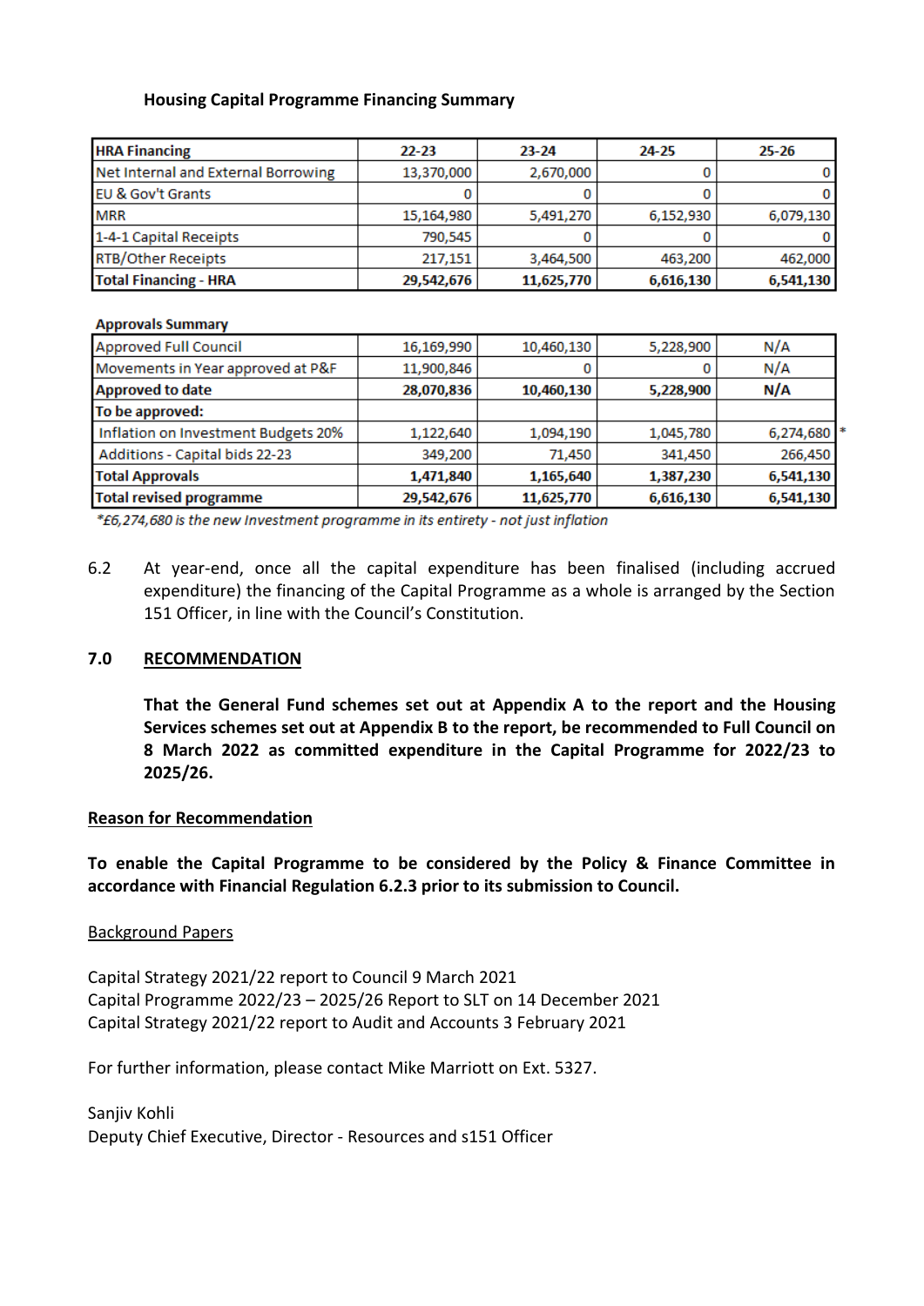**Housing Capital Programme Financing Summary**

| HRA Financing | 22-23 | 23-24 | 24-25 | 25-26 |
|---|---|---|---|---|
| Net Internal and External Borrowing | 13,370,000 | 2,670,000 | 0 | 0 |
| EU & Gov't Grants | 0 | 0 | 0 | 0 |
| MRR | 15,164,980 | 5,491,270 | 6,152,930 | 6,079,130 |
| 1-4-1 Capital Receipts | 790,545 | 0 | 0 | 0 |
| RTB/Other Receipts | 217,151 | 3,464,500 | 463,200 | 462,000 |
| **Total Financing - HRA** | **29,542,676** | **11,625,770** | **6,616,130** | **6,541,130** |

| Approvals Summary | | | | |
|---|---|---|---|---|
| Approved Full Council | 16,169,990 | 10,460,130 | 5,228,900 | N/A |
| Movements in Year approved at P&F | 11,900,846 | 0 | 0 | N/A |
| **Approved to date** | **28,070,836** | **10,460,130** | **5,228,900** | **N/A** |
| **To be approved:** | | | | |
| Inflation on Investment Budgets 20% | 1,122,640 | 1,094,190 | 1,045,780 | 6,274,680 * |
| Additions - Capital bids 22-23 | 349,200 | 71,450 | 341,450 | 266,450 |
| **Total Approvals** | **1,471,840** | **1,165,640** | **1,387,230** | **6,541,130** |
| **Total revised programme** | **29,542,676** | **11,625,770** | **6,616,130** | **6,541,130** |

*\*£6,274,680 is the new Investment programme in its entirety - not just inflation*

6.2 At year-end, once all the capital expenditure has been finalised (including accrued expenditure) the financing of the Capital Programme as a whole is arranged by the Section 151 Officer, in line with the Council's Constitution.

## 7.0 RECOMMENDATION

**That the General Fund schemes set out at Appendix A to the report and the Housing Services schemes set out at Appendix B to the report, be recommended to Full Council on 8 March 2022 as committed expenditure in the Capital Programme for 2022/23 to 2025/26.**

**Reason for Recommendation**

**To enable the Capital Programme to be considered by the Policy & Finance Committee in accordance with Financial Regulation 6.2.3 prior to its submission to Council.**

Background Papers

Capital Strategy 2021/22 report to Council 9 March 2021
Capital Programme 2022/23 – 2025/26 Report to SLT on 14 December 2021
Capital Strategy 2021/22 report to Audit and Accounts 3 February 2021

For further information, please contact Mike Marriott on Ext. 5327.

Sanjiv Kohli
Deputy Chief Executive, Director - Resources and s151 Officer